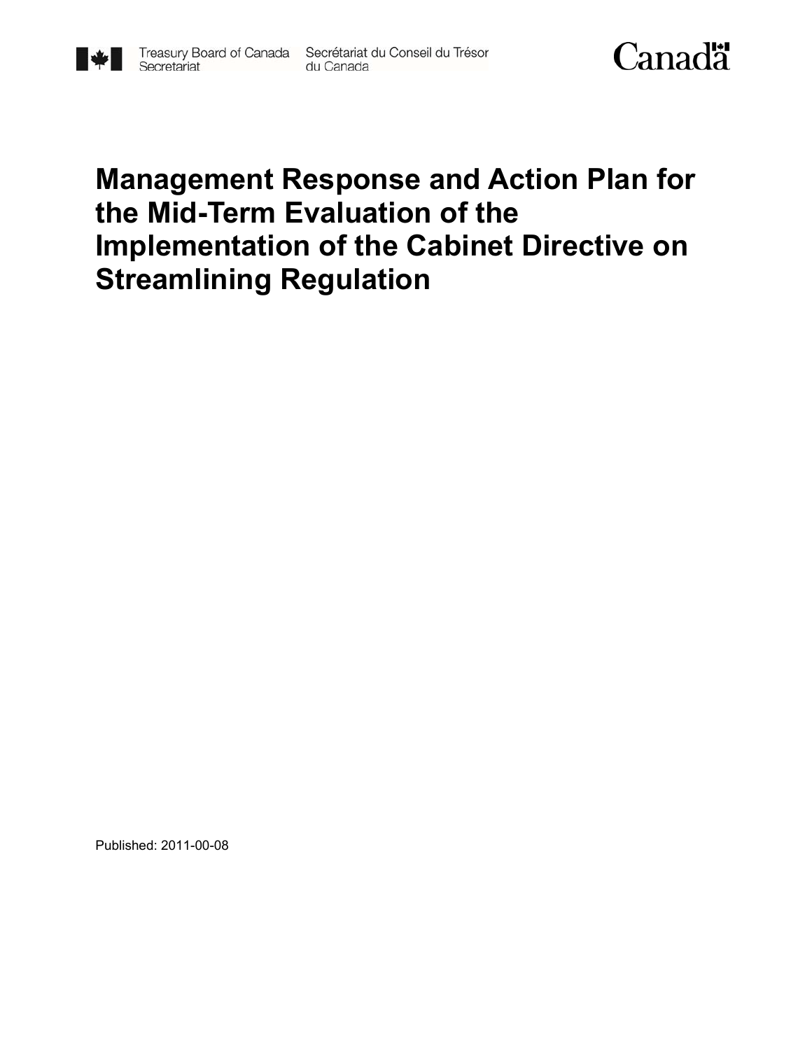Treasury Board of Canada Secretariat | Secrétariat du Conseil du Trésor du Canada

Canada

# Management Response and Action Plan for the Mid-Term Evaluation of the Implementation of the Cabinet Directive on Streamlining Regulation

Published: 2011-00-08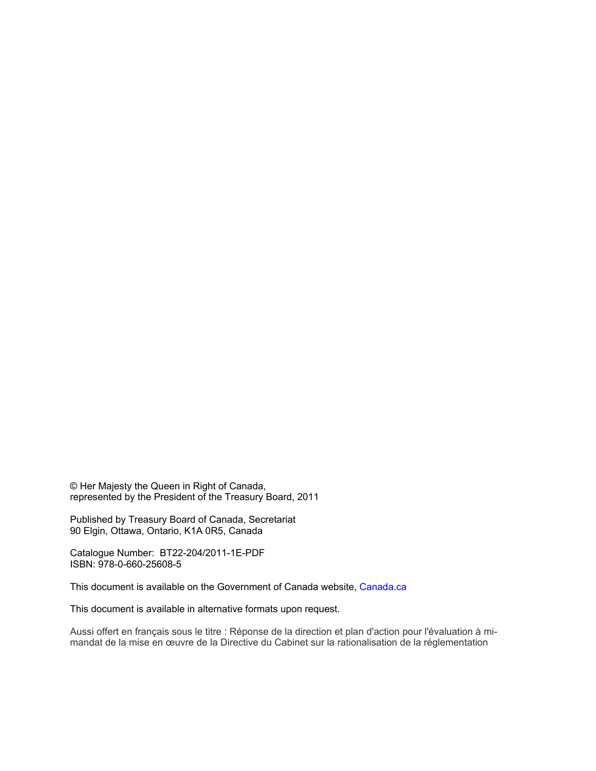© Her Majesty the Queen in Right of Canada,
represented by the President of the Treasury Board, 2011

Published by Treasury Board of Canada, Secretariat
90 Elgin, Ottawa, Ontario, K1A 0R5, Canada

Catalogue Number: BT22-204/2011-1E-PDF
ISBN: 978-0-660-25608-5

This document is available on the Government of Canada website, Canada.ca

This document is available in alternative formats upon request.

Aussi offert en français sous le titre : Réponse de la direction et plan d'action pour l'évaluation à mi-mandat de la mise en œuvre de la Directive du Cabinet sur la rationalisation de la réglementation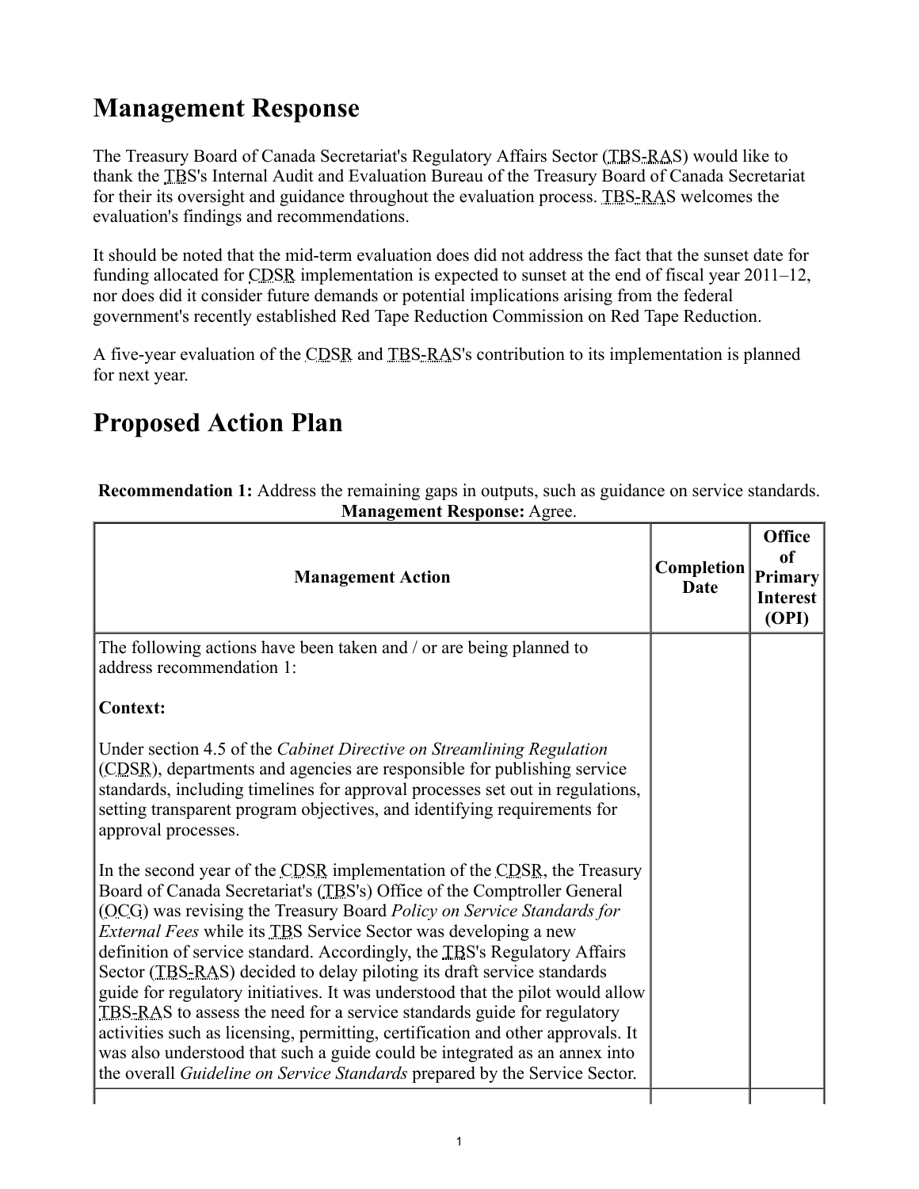# Management Response

The Treasury Board of Canada Secretariat's Regulatory Affairs Sector (TBS-RAS) would like to thank the TBS's Internal Audit and Evaluation Bureau of the Treasury Board of Canada Secretariat for their its oversight and guidance throughout the evaluation process. TBS-RAS welcomes the evaluation's findings and recommendations.

It should be noted that the mid-term evaluation does did not address the fact that the sunset date for funding allocated for CDSR implementation is expected to sunset at the end of fiscal year 2011–12, nor does did it consider future demands or potential implications arising from the federal government's recently established Red Tape Reduction Commission on Red Tape Reduction.

A five-year evaluation of the CDSR and TBS-RAS's contribution to its implementation is planned for next year.

# Proposed Action Plan

**Recommendation 1:** Address the remaining gaps in outputs, such as guidance on service standards.
**Management Response:** Agree.

| Management Action | Completion Date | Office of Primary Interest (OPI) |
| --- | --- | --- |
| The following actions have been taken and / or are being planned to address recommendation 1:<br><br>**Context:**<br><br>Under section 4.5 of the *Cabinet Directive on Streamlining Regulation* (CDSR), departments and agencies are responsible for publishing service standards, including timelines for approval processes set out in regulations, setting transparent program objectives, and identifying requirements for approval processes.<br><br>In the second year of the CDSR implementation of the CDSR, the Treasury Board of Canada Secretariat's (TBS's) Office of the Comptroller General (OCG) was revising the Treasury Board *Policy on Service Standards for External Fees* while its TBS Service Sector was developing a new definition of service standard. Accordingly, the TBS's Regulatory Affairs Sector (TBS-RAS) decided to delay piloting its draft service standards guide for regulatory initiatives. It was understood that the pilot would allow TBS-RAS to assess the need for a service standards guide for regulatory activities such as licensing, permitting, certification and other approvals. It was also understood that such a guide could be integrated as an annex into the overall *Guideline on Service Standards* prepared by the Service Sector. | | |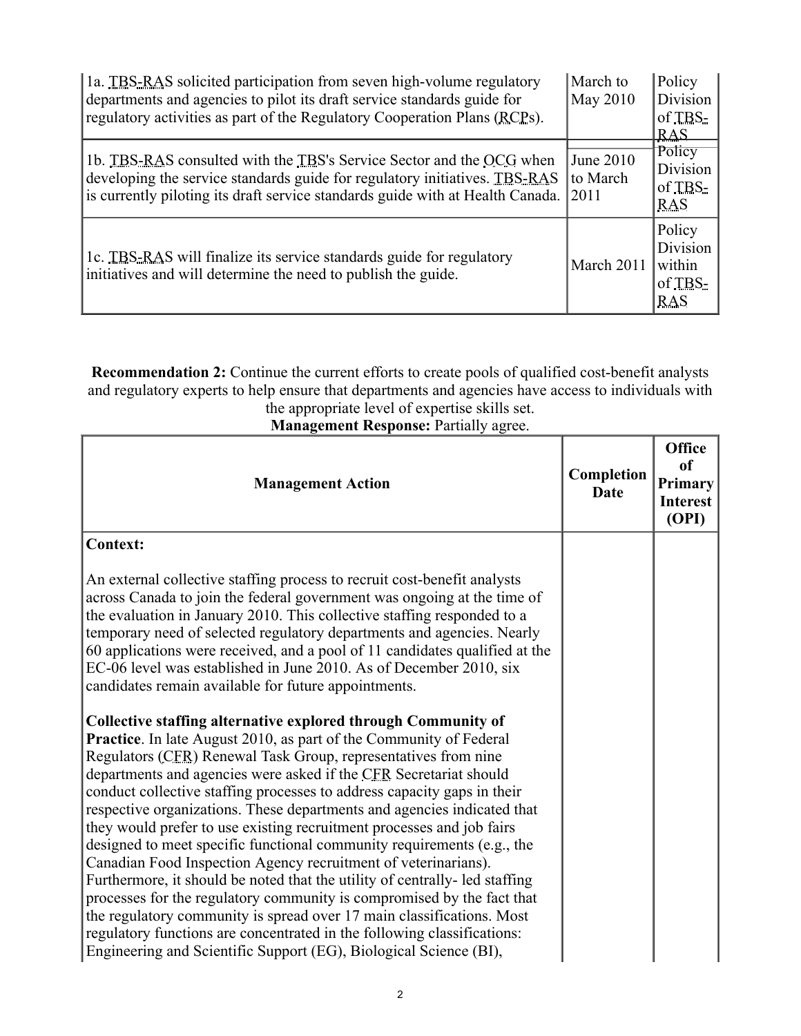| | | |
|---|---|---|
| 1a. TBS-RAS solicited participation from seven high-volume regulatory departments and agencies to pilot its draft service standards guide for regulatory activities as part of the Regulatory Cooperation Plans (RCPs). | March to May 2010 | Policy Division of TBS-RAS |
| 1b. TBS-RAS consulted with the TBS's Service Sector and the OCG when developing the service standards guide for regulatory initiatives. TBS-RAS is currently piloting its draft service standards guide with at Health Canada. | June 2010 to March 2011 | Policy Division of TBS-RAS |
| 1c. TBS-RAS will finalize its service standards guide for regulatory initiatives and will determine the need to publish the guide. | March 2011 | Policy Division within of TBS-RAS |

**Recommendation 2:** Continue the current efforts to create pools of qualified cost-benefit analysts and regulatory experts to help ensure that departments and agencies have access to individuals with the appropriate level of expertise skills set.
**Management Response:** Partially agree.

| Management Action | Completion Date | Office of Primary Interest (OPI) |
|---|---|---|
| **Context:**<br><br>An external collective staffing process to recruit cost-benefit analysts across Canada to join the federal government was ongoing at the time of the evaluation in January 2010. This collective staffing responded to a temporary need of selected regulatory departments and agencies. Nearly 60 applications were received, and a pool of 11 candidates qualified at the EC-06 level was established in June 2010. As of December 2010, six candidates remain available for future appointments.<br><br>**Collective staffing alternative explored through Community of Practice**. In late August 2010, as part of the Community of Federal Regulators (CFR) Renewal Task Group, representatives from nine departments and agencies were asked if the CFR Secretariat should conduct collective staffing processes to address capacity gaps in their respective organizations. These departments and agencies indicated that they would prefer to use existing recruitment processes and job fairs designed to meet specific functional community requirements (e.g., the Canadian Food Inspection Agency recruitment of veterinarians). Furthermore, it should be noted that the utility of centrally- led staffing processes for the regulatory community is compromised by the fact that the regulatory community is spread over 17 main classifications. Most regulatory functions are concentrated in the following classifications: Engineering and Scientific Support (EG), Biological Science (BI), | | |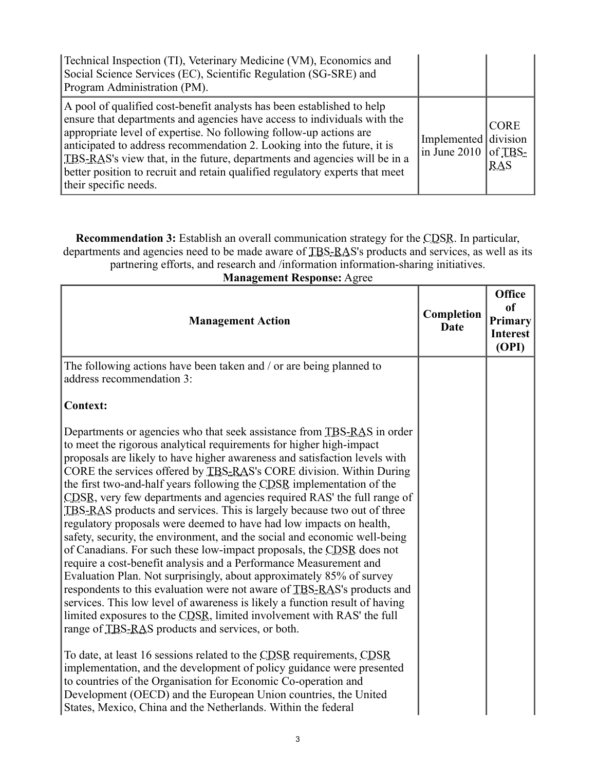| | | |
|---|---|---|
| Technical Inspection (TI), Veterinary Medicine (VM), Economics and Social Science Services (EC), Scientific Regulation (SG-SRE) and Program Administration (PM). | | |
| A pool of qualified cost-benefit analysts has been established to help ensure that departments and agencies have access to individuals with the appropriate level of expertise. No following follow-up actions are anticipated to address recommendation 2. Looking into the future, it is TBS-RAS's view that, in the future, departments and agencies will be in a better position to recruit and retain qualified regulatory experts that meet their specific needs. | Implemented in June 2010 | CORE division of TBS-RAS |

**Recommendation 3:** Establish an overall communication strategy for the CDSR. In particular, departments and agencies need to be made aware of TBS-RAS's products and services, as well as its partnering efforts, and research and /information information-sharing initiatives.

**Management Response:** Agree

| Management Action | Completion Date | Office of Primary Interest (OPI) |
|---|---|---|
| The following actions have been taken and / or are being planned to address recommendation 3:<br><br>**Context:**<br><br>Departments or agencies who that seek assistance from TBS-RAS in order to meet the rigorous analytical requirements for higher high-impact proposals are likely to have higher awareness and satisfaction levels with CORE the services offered by TBS-RAS's CORE division. Within During the first two-and-half years following the CDSR implementation of the CDSR, very few departments and agencies required RAS' the full range of TBS-RAS products and services. This is largely because two out of three regulatory proposals were deemed to have had low impacts on health, safety, security, the environment, and the social and economic well-being of Canadians. For such these low-impact proposals, the CDSR does not require a cost-benefit analysis and a Performance Measurement and Evaluation Plan. Not surprisingly, about approximately 85% of survey respondents to this evaluation were not aware of TBS-RAS's products and services. This low level of awareness is likely a function result of having limited exposures to the CDSR, limited involvement with RAS' the full range of TBS-RAS products and services, or both.<br><br>To date, at least 16 sessions related to the CDSR requirements, CDSR implementation, and the development of policy guidance were presented to countries of the Organisation for Economic Co-operation and Development (OECD) and the European Union countries, the United States, Mexico, China and the Netherlands. Within the federal | | |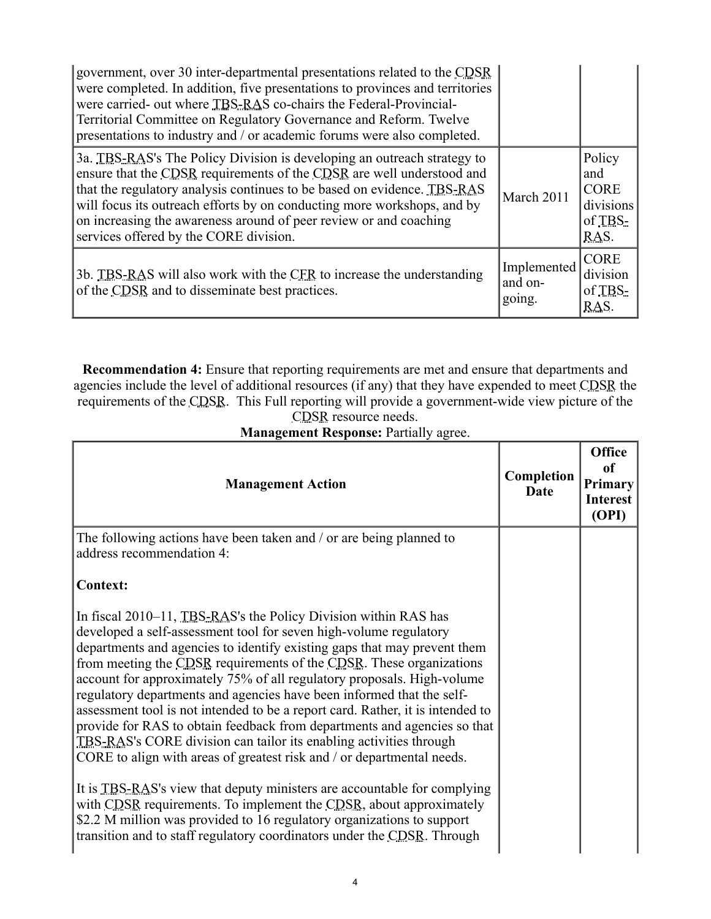| | | |
|---|---|---|
| government, over 30 inter-departmental presentations related to the CDSR were completed. In addition, five presentations to provinces and territories were carried- out where TBS-RAS co-chairs the Federal-Provincial-Territorial Committee on Regulatory Governance and Reform. Twelve presentations to industry and / or academic forums were also completed. | | |
| 3a. TBS-RAS's The Policy Division is developing an outreach strategy to ensure that the CDSR requirements of the CDSR are well understood and that the regulatory analysis continues to be based on evidence. TBS-RAS will focus its outreach efforts by on conducting more workshops, and by on increasing the awareness around of peer review or and coaching services offered by the CORE division. | March 2011 | Policy and CORE divisions of TBS-RAS. |
| 3b. TBS-RAS will also work with the CFR to increase the understanding of the CDSR and to disseminate best practices. | Implemented and on-going. | CORE division of TBS-RAS. |

**Recommendation 4:** Ensure that reporting requirements are met and ensure that departments and agencies include the level of additional resources (if any) that they have expended to meet CDSR the requirements of the CDSR. This Full reporting will provide a government-wide view picture of the CDSR resource needs.

**Management Response:** Partially agree.

| Management Action | Completion Date | Office of Primary Interest (OPI) |
|---|---|---|
| The following actions have been taken and / or are being planned to address recommendation 4:<br><br>**Context:**<br><br>In fiscal 2010–11, TBS-RAS's the Policy Division within RAS has developed a self-assessment tool for seven high-volume regulatory departments and agencies to identify existing gaps that may prevent them from meeting the CDSR requirements of the CDSR. These organizations account for approximately 75% of all regulatory proposals. High-volume regulatory departments and agencies have been informed that the self-assessment tool is not intended to be a report card. Rather, it is intended to provide for RAS to obtain feedback from departments and agencies so that TBS-RAS's CORE division can tailor its enabling activities through CORE to align with areas of greatest risk and / or departmental needs.<br><br>It is TBS-RAS's view that deputy ministers are accountable for complying with CDSR requirements. To implement the CDSR, about approximately $2.2 M million was provided to 16 regulatory organizations to support transition and to staff regulatory coordinators under the CDSR. Through | | |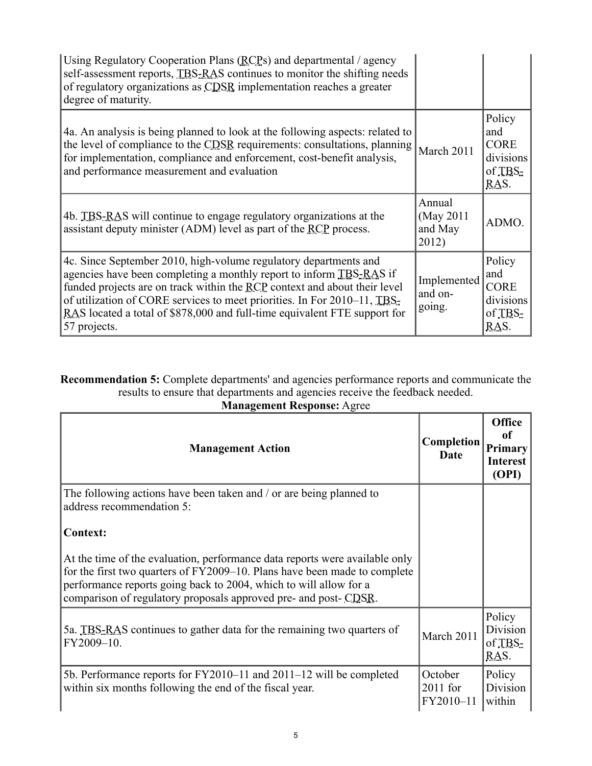| | | |
|---|---|---|
| Using Regulatory Cooperation Plans (RCPs) and departmental / agency self-assessment reports, TBS-RAS continues to monitor the shifting needs of regulatory organizations as CDSR implementation reaches a greater degree of maturity. | | |
| 4a. An analysis is being planned to look at the following aspects: related to the level of compliance to the CDSR requirements: consultations, planning for implementation, compliance and enforcement, cost-benefit analysis, and performance measurement and evaluation | March 2011 | Policy and CORE divisions of TBS-RAS. |
| 4b. TBS-RAS will continue to engage regulatory organizations at the assistant deputy minister (ADM) level as part of the RCP process. | Annual (May 2011 and May 2012) | ADMO. |
| 4c. Since September 2010, high-volume regulatory departments and agencies have been completing a monthly report to inform TBS-RAS if funded projects are on track within the RCP context and about their level of utilization of CORE services to meet priorities. In For 2010–11, TBS-RAS located a total of $878,000 and full-time equivalent FTE support for 57 projects. | Implemented and on-going. | Policy and CORE divisions of TBS-RAS. |

**Recommendation 5:** Complete departments' and agencies performance reports and communicate the results to ensure that departments and agencies receive the feedback needed.

**Management Response:** Agree

| Management Action | Completion Date | Office of Primary Interest (OPI) |
|---|---|---|
| The following actions have been taken and / or are being planned to address recommendation 5:<br><br>**Context:**<br><br>At the time of the evaluation, performance data reports were available only for the first two quarters of FY2009–10. Plans have been made to complete performance reports going back to 2004, which to will allow for a comparison of regulatory proposals approved pre- and post- CDSR. | | |
| 5a. TBS-RAS continues to gather data for the remaining two quarters of FY2009–10. | March 2011 | Policy Division of TBS-RAS. |
| 5b. Performance reports for FY2010–11 and 2011–12 will be completed within six months following the end of the fiscal year. | October 2011 for FY2010–11 | Policy Division within |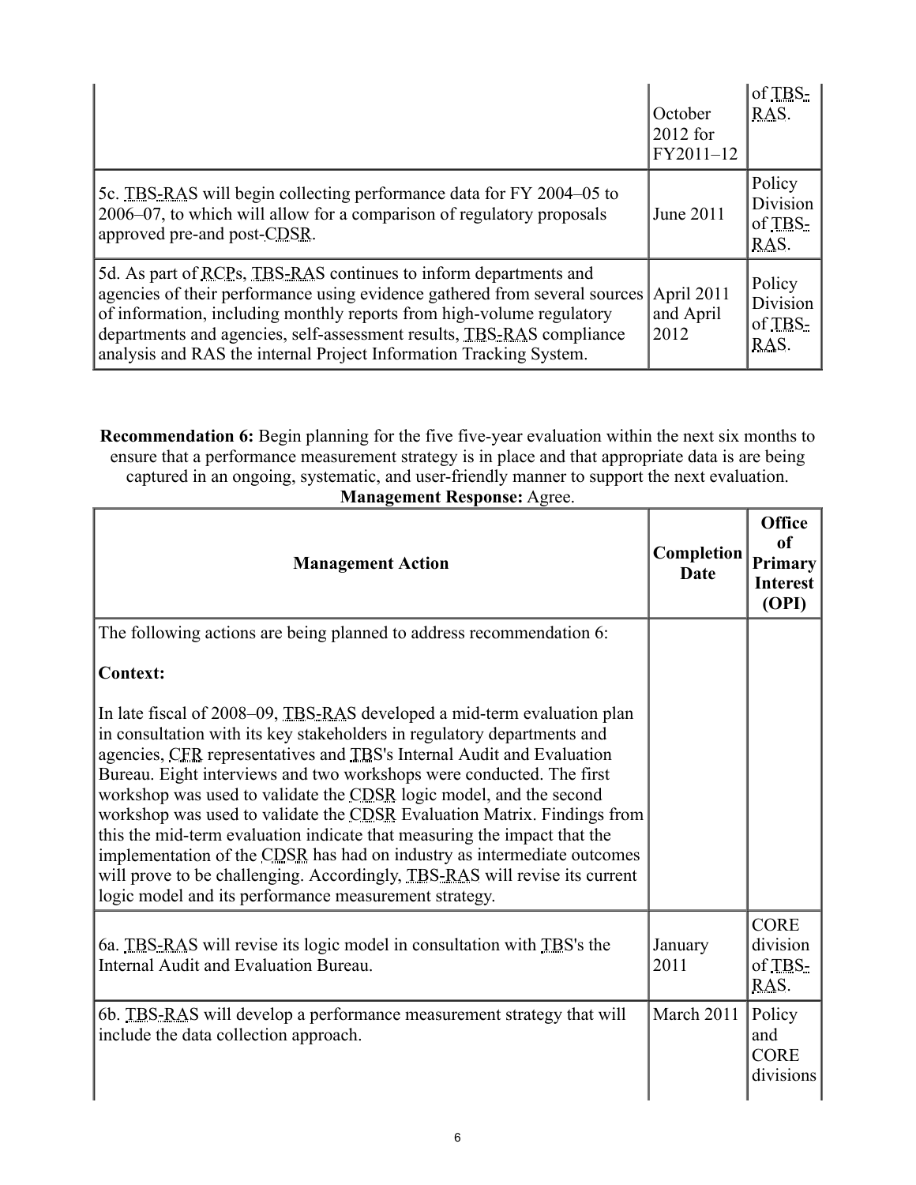| | | |
|---|---|---|
| | October 2012 for FY2011–12 | of TBS-RAS. |
| 5c. TBS-RAS will begin collecting performance data for FY 2004–05 to 2006–07, to which will allow for a comparison of regulatory proposals approved pre-and post-CDSR. | June 2011 | Policy Division of TBS-RAS. |
| 5d. As part of RCPs, TBS-RAS continues to inform departments and agencies of their performance using evidence gathered from several sources of information, including monthly reports from high-volume regulatory departments and agencies, self-assessment results, TBS-RAS compliance analysis and RAS the internal Project Information Tracking System. | April 2011 and April 2012 | Policy Division of TBS-RAS. |

**Recommendation 6:** Begin planning for the five five-year evaluation within the next six months to ensure that a performance measurement strategy is in place and that appropriate data is are being captured in an ongoing, systematic, and user-friendly manner to support the next evaluation.

**Management Response:** Agree.

| Management Action | Completion Date | Office of Primary Interest (OPI) |
|---|---|---|
| The following actions are being planned to address recommendation 6:<br><br>**Context:**<br><br>In late fiscal of 2008–09, TBS-RAS developed a mid-term evaluation plan in consultation with its key stakeholders in regulatory departments and agencies, CFR representatives and TBS's Internal Audit and Evaluation Bureau. Eight interviews and two workshops were conducted. The first workshop was used to validate the CDSR logic model, and the second workshop was used to validate the CDSR Evaluation Matrix. Findings from this the mid-term evaluation indicate that measuring the impact that the implementation of the CDSR has had on industry as intermediate outcomes will prove to be challenging. Accordingly, TBS-RAS will revise its current logic model and its performance measurement strategy. | | |
| 6a. TBS-RAS will revise its logic model in consultation with TBS's the Internal Audit and Evaluation Bureau. | January 2011 | CORE division of TBS-RAS. |
| 6b. TBS-RAS will develop a performance measurement strategy that will include the data collection approach. | March 2011 | Policy and CORE divisions |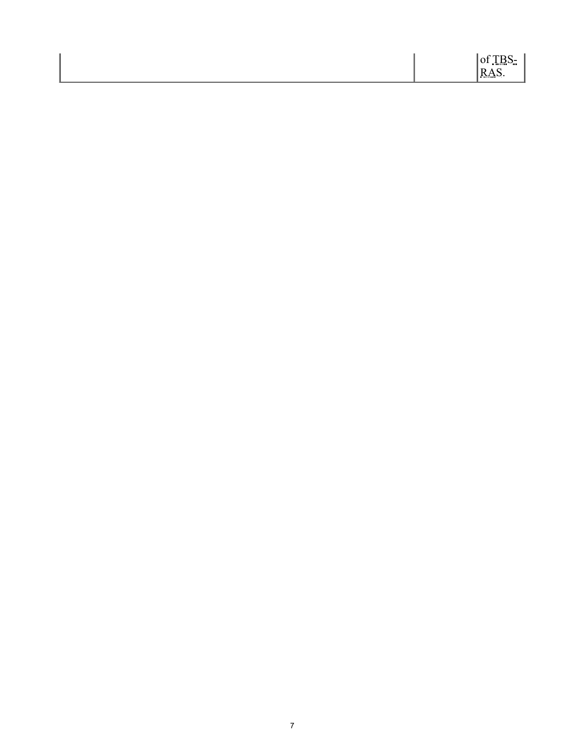| | | |
|---|---|---|
| | | of TBS-RAS. |